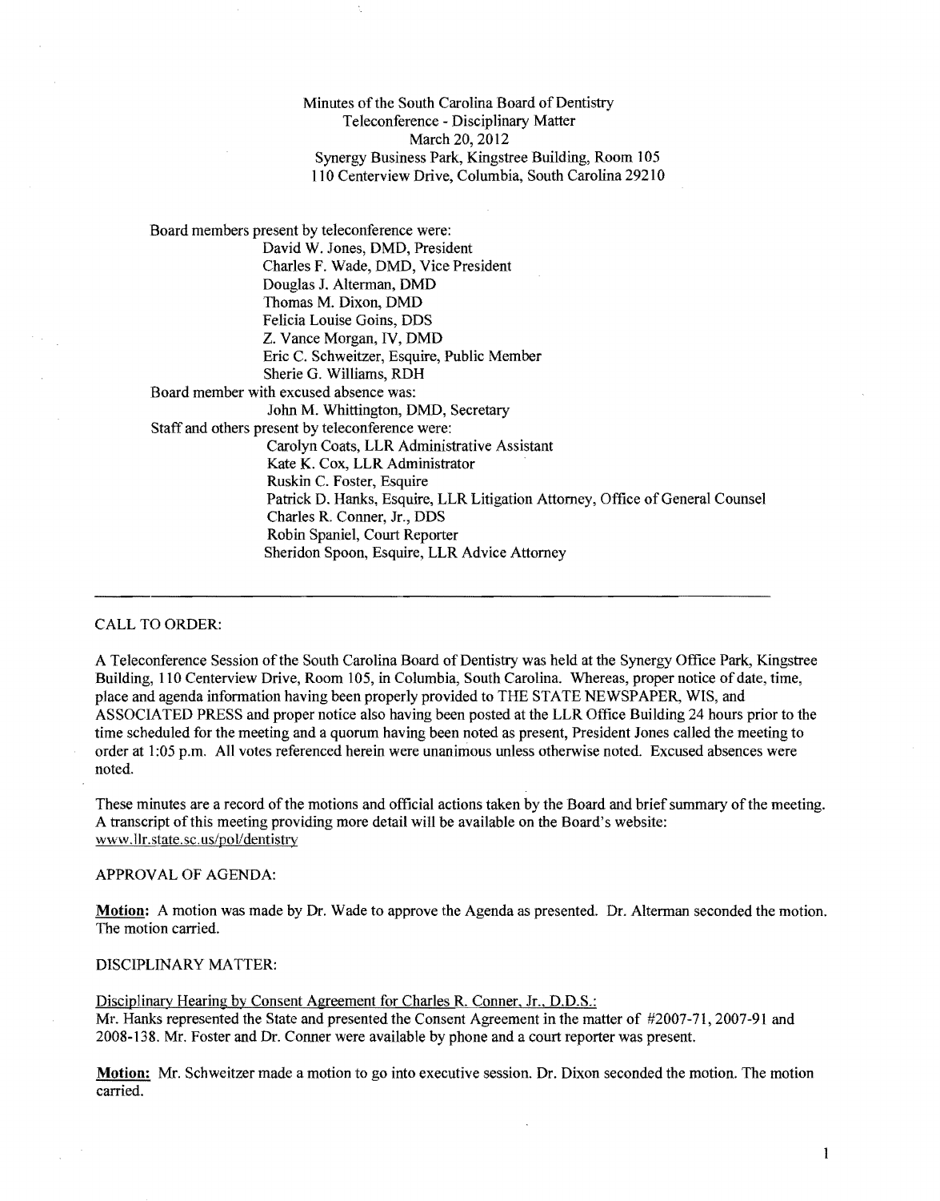Minutes of the South Carolina Board of Dentistry
Teleconference - Disciplinary Matter
March 20, 2012
Synergy Business Park, Kingstree Building, Room 105
110 Centerview Drive, Columbia, South Carolina 29210

Board members present by teleconference were:
- David W. Jones, DMD, President
- Charles F. Wade, DMD, Vice President
- Douglas J. Alterman, DMD
- Thomas M. Dixon, DMD
- Felicia Louise Goins, DDS
- Z. Vance Morgan, IV, DMD
- Eric C. Schweitzer, Esquire, Public Member
- Sherie G. Williams, RDH

Board member with excused absence was:
- John M. Whittington, DMD, Secretary

Staff and others present by teleconference were:
- Carolyn Coats, LLR Administrative Assistant
- Kate K. Cox, LLR Administrator
- Ruskin C. Foster, Esquire
- Patrick D. Hanks, Esquire, LLR Litigation Attorney, Office of General Counsel
- Charles R. Conner, Jr., DDS
- Robin Spaniel, Court Reporter
- Sheridon Spoon, Esquire, LLR Advice Attorney

---

CALL TO ORDER:

A Teleconference Session of the South Carolina Board of Dentistry was held at the Synergy Office Park, Kingstree Building, 110 Centerview Drive, Room 105, in Columbia, South Carolina. Whereas, proper notice of date, time, place and agenda information having been properly provided to THE STATE NEWSPAPER, WIS, and ASSOCIATED PRESS and proper notice also having been posted at the LLR Office Building 24 hours prior to the time scheduled for the meeting and a quorum having been noted as present, President Jones called the meeting to order at 1:05 p.m. All votes referenced herein were unanimous unless otherwise noted. Excused absences were noted.

These minutes are a record of the motions and official actions taken by the Board and brief summary of the meeting. A transcript of this meeting providing more detail will be available on the Board's website: www.llr.state.sc.us/pol/dentistry

APPROVAL OF AGENDA:

**Motion:** A motion was made by Dr. Wade to approve the Agenda as presented. Dr. Alterman seconded the motion. The motion carried.

DISCIPLINARY MATTER:

Disciplinary Hearing by Consent Agreement for Charles R. Conner, Jr., D.D.S.:
Mr. Hanks represented the State and presented the Consent Agreement in the matter of #2007-71, 2007-91 and 2008-138. Mr. Foster and Dr. Conner were available by phone and a court reporter was present.

**Motion:** Mr. Schweitzer made a motion to go into executive session. Dr. Dixon seconded the motion. The motion carried.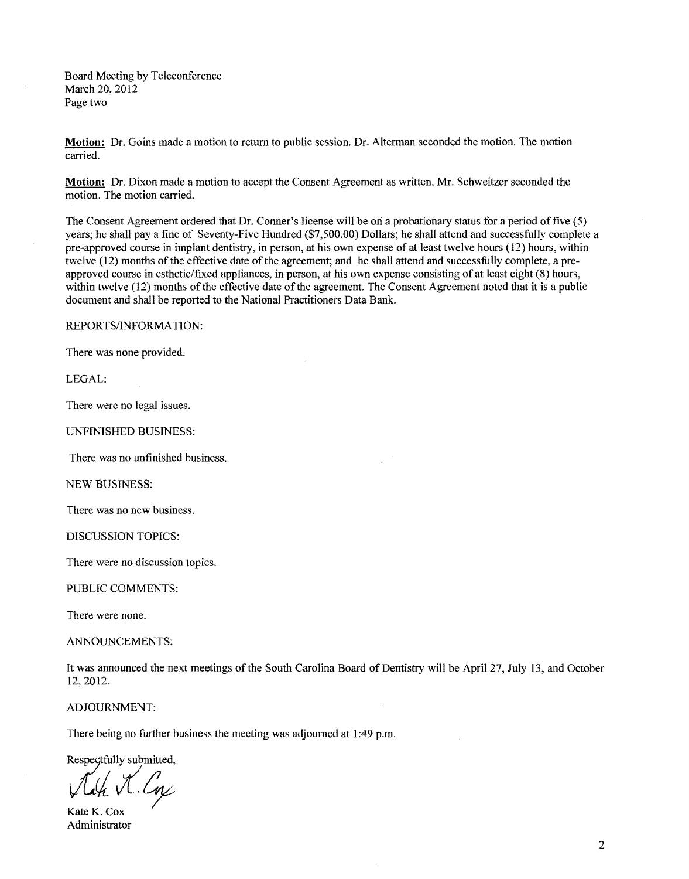**Motion:** Dr. Goins made a motion to return to public session. Dr. Alterman seconded the motion. The motion carried.

**Motion:** Dr. Dixon made a motion to accept the Consent Agreement as written. Mr. Schweitzer seconded the motion. The motion carried.

The Consent Agreement ordered that Dr. Conner's license will be on a probationary status for a period of five (5) years; he shall pay a fine of Seventy-Five Hundred ($7,500.00) Dollars; he shall attend and successfully complete a pre-approved course in implant dentistry, in person, at his own expense of at least twelve hours (12) hours, within twelve (12) months of the effective date of the agreement; and he shall attend and successfully complete, a pre-approved course in esthetic/fixed appliances, in person, at his own expense consisting of at least eight (8) hours, within twelve (12) months of the effective date of the agreement. The Consent Agreement noted that it is a public document and shall be reported to the National Practitioners Data Bank.

REPORTS/INFORMATION:

There was none provided.

LEGAL:

There were no legal issues.

UNFINISHED BUSINESS:

There was no unfinished business.

NEW BUSINESS:

There was no new business.

DISCUSSION TOPICS:

There were no discussion topics.

PUBLIC COMMENTS:

There were none.

ANNOUNCEMENTS:

It was announced the next meetings of the South Carolina Board of Dentistry will be April 27, July 13, and October 12, 2012.

ADJOURNMENT:

There being no further business the meeting was adjourned at 1:49 p.m.

Respectfully submitted,

Kate K. Cox
Administrator